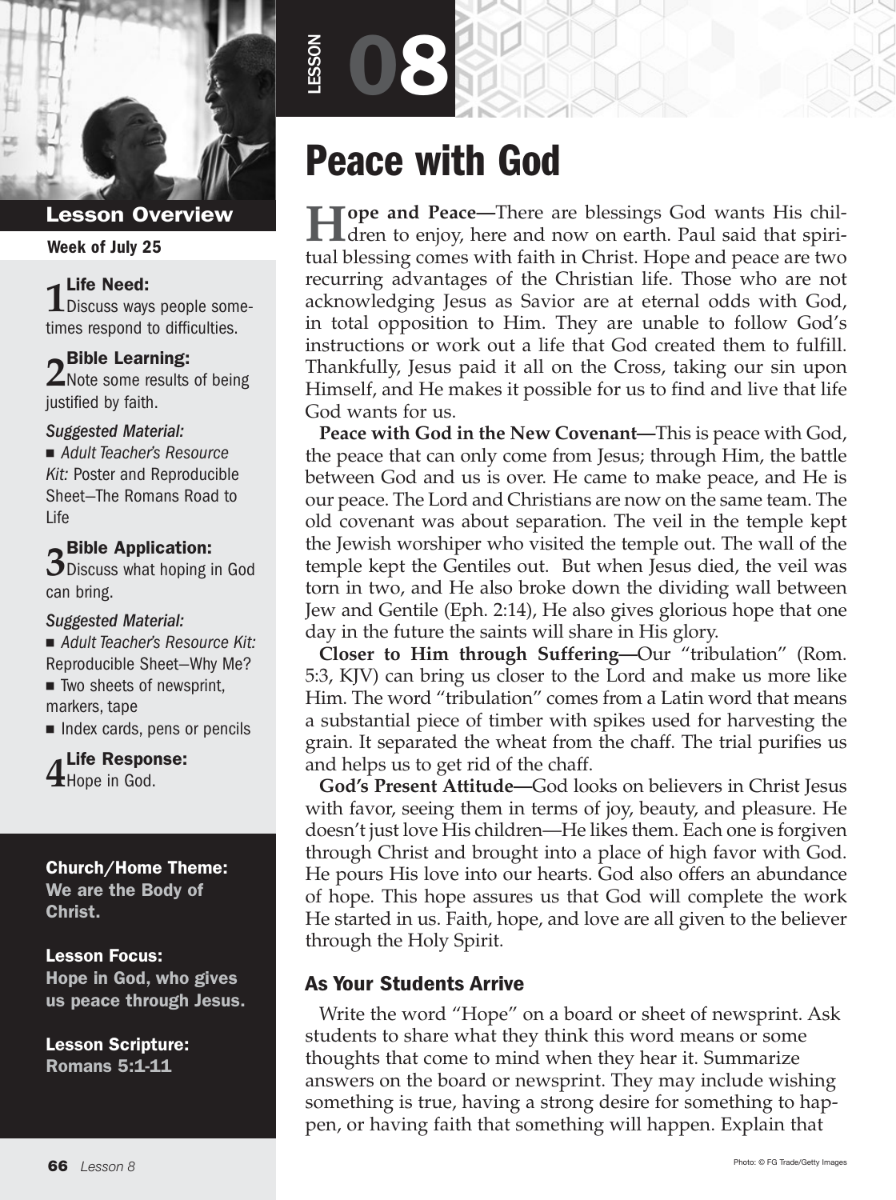LESSON 08

# Peace with God

## Lesson Overview

**Week of July 25**

**1 Life Need:** Discuss ways people sometimes respond to difficulties.

**2 Bible Learning:** Note some results of being justified by faith.

*Suggested Material:*

- *Adult Teacher's Resource Kit:* Poster and Reproducible Sheet—The Romans Road to Life

**3 Bible Application:** Discuss what hoping in God can bring.

*Suggested Material:*

- *Adult Teacher's Resource Kit:* Reproducible Sheet—Why Me?
- Two sheets of newsprint, markers, tape
- Index cards, pens or pencils

**4 Life Response:** Hope in God.

**Church/Home Theme:** We are the Body of Christ.

**Lesson Focus:** Hope in God, who gives us peace through Jesus.

**Lesson Scripture:** Romans 5:1-11

**Hope and Peace—**There are blessings God wants His children to enjoy, here and now on earth. Paul said that spiritual blessing comes with faith in Christ. Hope and peace are two recurring advantages of the Christian life. Those who are not acknowledging Jesus as Savior are at eternal odds with God, in total opposition to Him. They are unable to follow God's instructions or work out a life that God created them to fulfill. Thankfully, Jesus paid it all on the Cross, taking our sin upon Himself, and He makes it possible for us to find and live that life God wants for us.

**Peace with God in the New Covenant—**This is peace with God, the peace that can only come from Jesus; through Him, the battle between God and us is over. He came to make peace, and He is our peace. The Lord and Christians are now on the same team. The old covenant was about separation. The veil in the temple kept the Jewish worshiper who visited the temple out. The wall of the temple kept the Gentiles out. But when Jesus died, the veil was torn in two, and He also broke down the dividing wall between Jew and Gentile (Eph. 2:14), He also gives glorious hope that one day in the future the saints will share in His glory.

**Closer to Him through Suffering—**Our "tribulation" (Rom. 5:3, KJV) can bring us closer to the Lord and make us more like Him. The word "tribulation" comes from a Latin word that means a substantial piece of timber with spikes used for harvesting the grain. It separated the wheat from the chaff. The trial purifies us and helps us to get rid of the chaff.

**God's Present Attitude—**God looks on believers in Christ Jesus with favor, seeing them in terms of joy, beauty, and pleasure. He doesn't just love His children—He likes them. Each one is forgiven through Christ and brought into a place of high favor with God. He pours His love into our hearts. God also offers an abundance of hope. This hope assures us that God will complete the work He started in us. Faith, hope, and love are all given to the believer through the Holy Spirit.

### As Your Students Arrive

Write the word "Hope" on a board or sheet of newsprint. Ask students to share what they think this word means or some thoughts that come to mind when they hear it. Summarize answers on the board or newsprint. They may include wishing something is true, having a strong desire for something to happen, or having faith that something will happen. Explain that

Photo: © FG Trade/Getty Images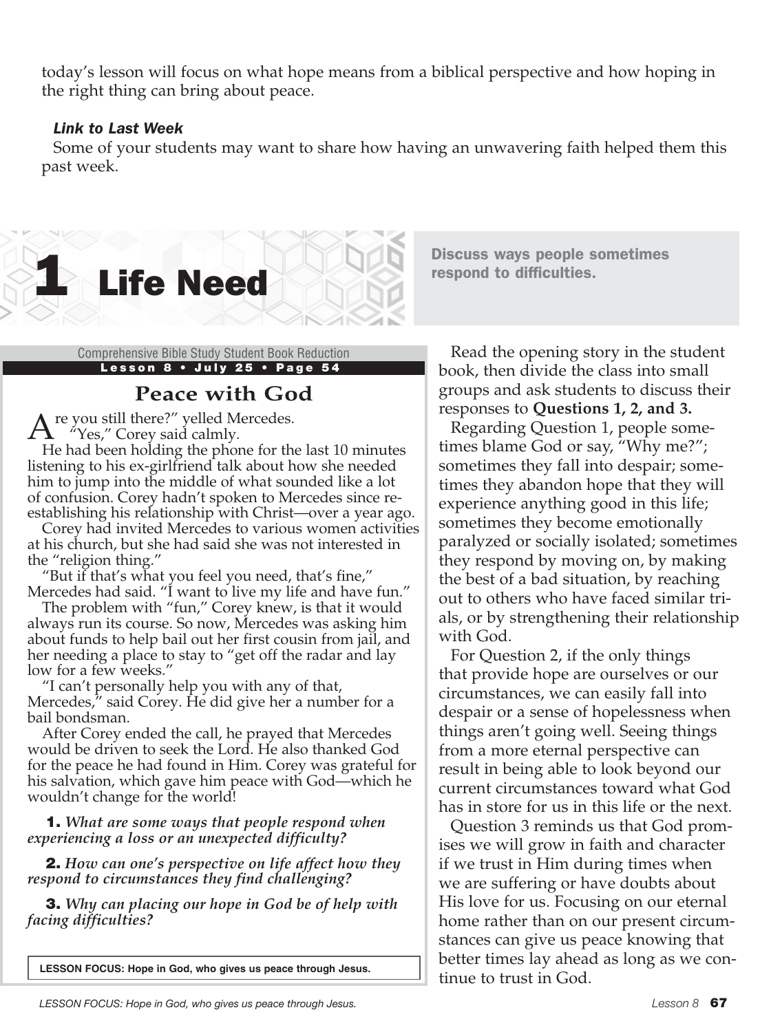today's lesson will focus on what hope means from a biblical perspective and how hoping in the right thing can bring about peace.

***Link to Last Week***

Some of your students may want to share how having an unwavering faith helped them this past week.

# 1 Life Need

**Discuss ways people sometimes respond to difficulties.**

Comprehensive Bible Study Student Book Reduction
**Lesson 8 • July 25 • Page 54**

## Peace with God

"Are you still there?" yelled Mercedes.

"Yes," Corey said calmly.

He had been holding the phone for the last 10 minutes listening to his ex-girlfriend talk about how she needed him to jump into the middle of what sounded like a lot of confusion. Corey hadn't spoken to Mercedes since re-establishing his relationship with Christ—over a year ago.

Corey had invited Mercedes to various women activities at his church, but she had said she was not interested in the "religion thing."

"But if that's what you feel you need, that's fine," Mercedes had said. "I want to live my life and have fun."

The problem with "fun," Corey knew, is that it would always run its course. So now, Mercedes was asking him about funds to help bail out her first cousin from jail, and her needing a place to stay to "get off the radar and lay low for a few weeks."

"I can't personally help you with any of that, Mercedes," said Corey. He did give her a number for a bail bondsman.

After Corey ended the call, he prayed that Mercedes would be driven to seek the Lord. He also thanked God for the peace he had found in Him. Corey was grateful for his salvation, which gave him peace with God—which he wouldn't change for the world!

**1.** *What are some ways that people respond when experiencing a loss or an unexpected difficulty?*

**2.** *How can one's perspective on life affect how they respond to circumstances they find challenging?*

**3.** *Why can placing our hope in God be of help with facing difficulties?*

**LESSON FOCUS: Hope in God, who gives us peace through Jesus.**

Read the opening story in the student book, then divide the class into small groups and ask students to discuss their responses to **Questions 1, 2, and 3.**

Regarding Question 1, people sometimes blame God or say, "Why me?"; sometimes they fall into despair; sometimes they abandon hope that they will experience anything good in this life; sometimes they become emotionally paralyzed or socially isolated; sometimes they respond by moving on, by making the best of a bad situation, by reaching out to others who have faced similar trials, or by strengthening their relationship with God.

For Question 2, if the only things that provide hope are ourselves or our circumstances, we can easily fall into despair or a sense of hopelessness when things aren't going well. Seeing things from a more eternal perspective can result in being able to look beyond our current circumstances toward what God has in store for us in this life or the next.

Question 3 reminds us that God promises we will grow in faith and character if we trust in Him during times when we are suffering or have doubts about His love for us. Focusing on our eternal home rather than on our present circumstances can give us peace knowing that better times lay ahead as long as we continue to trust in God.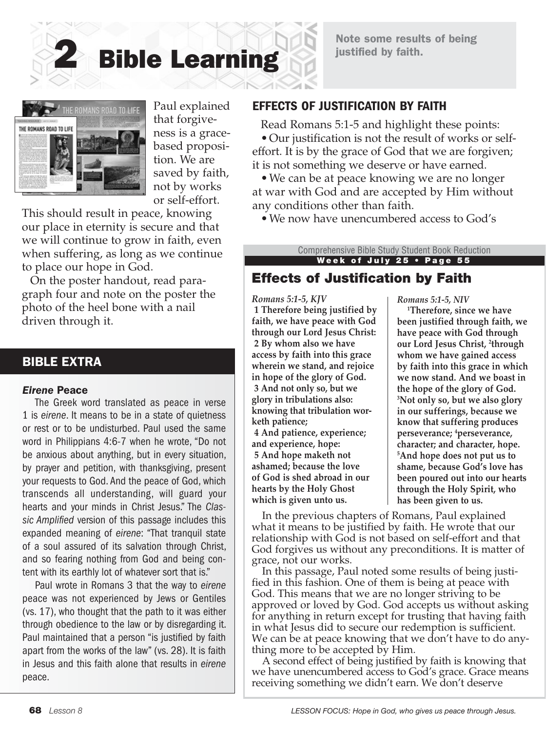# 2 Bible Learning

**Note some results of being justified by faith.**

Paul explained that forgiveness is a grace-based proposition. We are saved by faith, not by works or self-effort. This should result in peace, knowing our place in eternity is secure and that we will continue to grow in faith, even when suffering, as long as we continue to place our hope in God.

On the poster handout, read paragraph four and note on the poster the photo of the heel bone with a nail driven through it.

## BIBLE EXTRA

### *Eirene* Peace

The Greek word translated as peace in verse 1 is *eirene*. It means to be in a state of quietness or rest or to be undisturbed. Paul used the same word in Philippians 4:6-7 when he wrote, "Do not be anxious about anything, but in every situation, by prayer and petition, with thanksgiving, present your requests to God. And the peace of God, which transcends all understanding, will guard your hearts and your minds in Christ Jesus." The *Classic Amplified* version of this passage includes this expanded meaning of *eirene*: "That tranquil state of a soul assured of its salvation through Christ, and so fearing nothing from God and being content with its earthly lot of whatever sort that is."

Paul wrote in Romans 3 that the way to *eirene* peace was not experienced by Jews or Gentiles (vs. 17), who thought that the path to it was either through obedience to the law or by disregarding it. Paul maintained that a person "is justified by faith apart from the works of the law" (vs. 28). It is faith in Jesus and this faith alone that results in *eirene* peace.

## EFFECTS OF JUSTIFICATION BY FAITH

Read Romans 5:1-5 and highlight these points:

- Our justification is not the result of works or self-effort. It is by the grace of God that we are forgiven; it is not something we deserve or have earned.
- We can be at peace knowing we are no longer at war with God and are accepted by Him without any conditions other than faith.
- We now have unencumbered access to God's

Comprehensive Bible Study Student Book Reduction
**Week of July 25 • Page 55**

### Effects of Justification by Faith

*Romans 5:1-5, KJV*

**1 Therefore being justified by faith, we have peace with God through our Lord Jesus Christ:**
**2 By whom also we have access by faith into this grace wherein we stand, and rejoice in hope of the glory of God.**
**3 And not only so, but we glory in tribulations also: knowing that tribulation worketh patience;**
**4 And patience, experience; and experience, hope:**
**5 And hope maketh not ashamed; because the love of God is shed abroad in our hearts by the Holy Ghost which is given unto us.**

*Romans 5:1-5, NIV*

**[1]Therefore, since we have been justified through faith, we have peace with God through our Lord Jesus Christ, [2]through whom we have gained access by faith into this grace in which we now stand. And we boast in the hope of the glory of God. [3]Not only so, but we also glory in our sufferings, because we know that suffering produces perseverance; [4]perseverance, character; and character, hope. [5]And hope does not put us to shame, because God's love has been poured out into our hearts through the Holy Spirit, who has been given to us.**

In the previous chapters of Romans, Paul explained what it means to be justified by faith. He wrote that our relationship with God is not based on self-effort and that God forgives us without any preconditions. It is matter of grace, not our works.

In this passage, Paul noted some results of being justified in this fashion. One of them is being at peace with God. This means that we are no longer striving to be approved or loved by God. God accepts us without asking for anything in return except for trusting that having faith in what Jesus did to secure our redemption is sufficient. We can be at peace knowing that we don't have to do anything more to be accepted by Him.

A second effect of being justified by faith is knowing that we have unencumbered access to God's grace. Grace means receiving something we didn't earn. We don't deserve

LESSON FOCUS: Hope in God, who gives us peace through Jesus.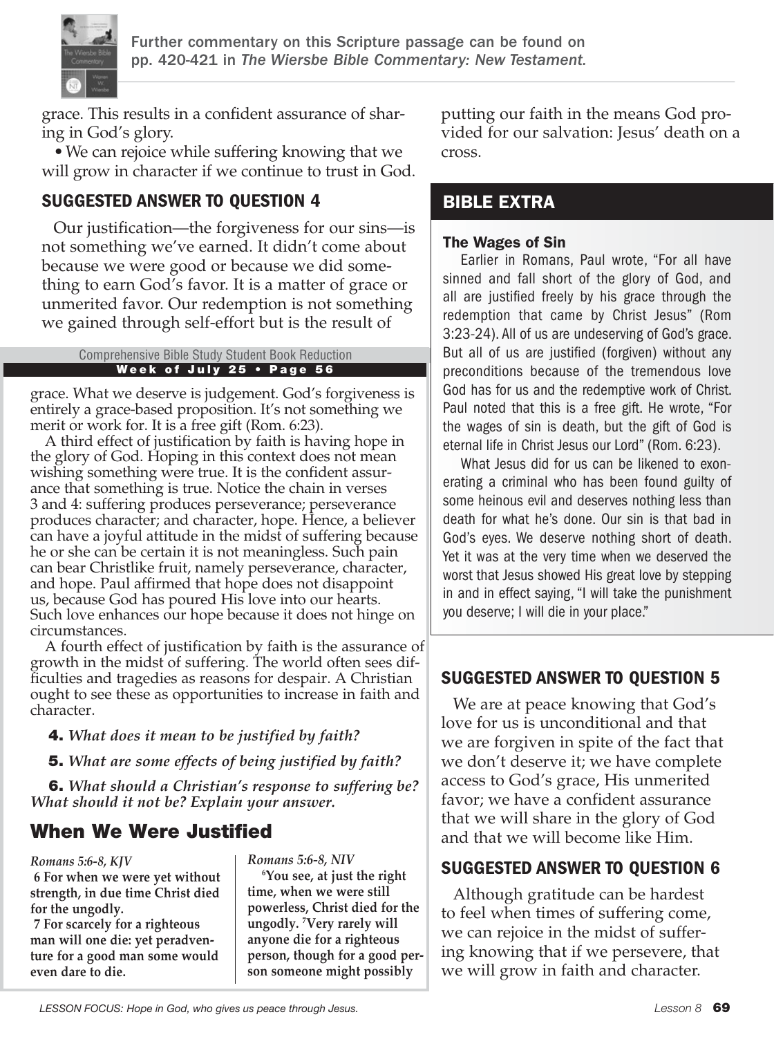Further commentary on this Scripture passage can be found on pp. 420-421 in *The Wiersbe Bible Commentary: New Testament.*

grace. This results in a confident assurance of sharing in God's glory.

• We can rejoice while suffering knowing that we will grow in character if we continue to trust in God.

## SUGGESTED ANSWER TO QUESTION 4

Our justification—the forgiveness for our sins—is not something we've earned. It didn't come about because we were good or because we did something to earn God's favor. It is a matter of grace or unmerited favor. Our redemption is not something we gained through self-effort but is the result of putting our faith in the means God provided for our salvation: Jesus' death on a cross.

Comprehensive Bible Study Student Book Reduction
**Week of July 25 • Page 56**

grace. What we deserve is judgement. God's forgiveness is entirely a grace-based proposition. It's not something we merit or work for. It is a free gift (Rom. 6:23).

A third effect of justification by faith is having hope in the glory of God. Hoping in this context does not mean wishing something were true. It is the confident assurance that something is true. Notice the chain in verses 3 and 4: suffering produces perseverance; perseverance produces character; and character, hope. Hence, a believer can have a joyful attitude in the midst of suffering because he or she can be certain it is not meaningless. Such pain can bear Christlike fruit, namely perseverance, character, and hope. Paul affirmed that hope does not disappoint us, because God has poured His love into our hearts. Such love enhances our hope because it does not hinge on circumstances.

A fourth effect of justification by faith is the assurance of growth in the midst of suffering. The world often sees difficulties and tragedies as reasons for despair. A Christian ought to see these as opportunities to increase in faith and character.

**4.** ***What does it mean to be justified by faith?***

**5.** ***What are some effects of being justified by faith?***

**6.** ***What should a Christian's response to suffering be? What should it not be? Explain your answer.***

## When We Were Justified

*Romans 5:6-8, KJV*

**6 For when we were yet without strength, in due time Christ died for the ungodly.**

**7 For scarcely for a righteous man will one die: yet peradventure for a good man some would even dare to die.**

*Romans 5:6-8, NIV*

**[6]You see, at just the right time, when we were still powerless, Christ died for the ungodly. [7]Very rarely will anyone die for a righteous person, though for a good person someone might possibly**

## BIBLE EXTRA

### The Wages of Sin

Earlier in Romans, Paul wrote, "For all have sinned and fall short of the glory of God, and all are justified freely by his grace through the redemption that came by Christ Jesus" (Rom 3:23-24). All of us are undeserving of God's grace. But all of us are justified (forgiven) without any preconditions because of the tremendous love God has for us and the redemptive work of Christ. Paul noted that this is a free gift. He wrote, "For the wages of sin is death, but the gift of God is eternal life in Christ Jesus our Lord" (Rom. 6:23).

What Jesus did for us can be likened to exonerating a criminal who has been found guilty of some heinous evil and deserves nothing less than death for what he's done. Our sin is that bad in God's eyes. We deserve nothing short of death. Yet it was at the very time when we deserved the worst that Jesus showed His great love by stepping in and in effect saying, "I will take the punishment you deserve; I will die in your place."

## SUGGESTED ANSWER TO QUESTION 5

We are at peace knowing that God's love for us is unconditional and that we are forgiven in spite of the fact that we don't deserve it; we have complete access to God's grace, His unmerited favor; we have a confident assurance that we will share in the glory of God and that we will become like Him.

## SUGGESTED ANSWER TO QUESTION 6

Although gratitude can be hardest to feel when times of suffering come, we can rejoice in the midst of suffering knowing that if we persevere, that we will grow in faith and character.

*LESSON FOCUS: Hope in God, who gives us peace through Jesus.*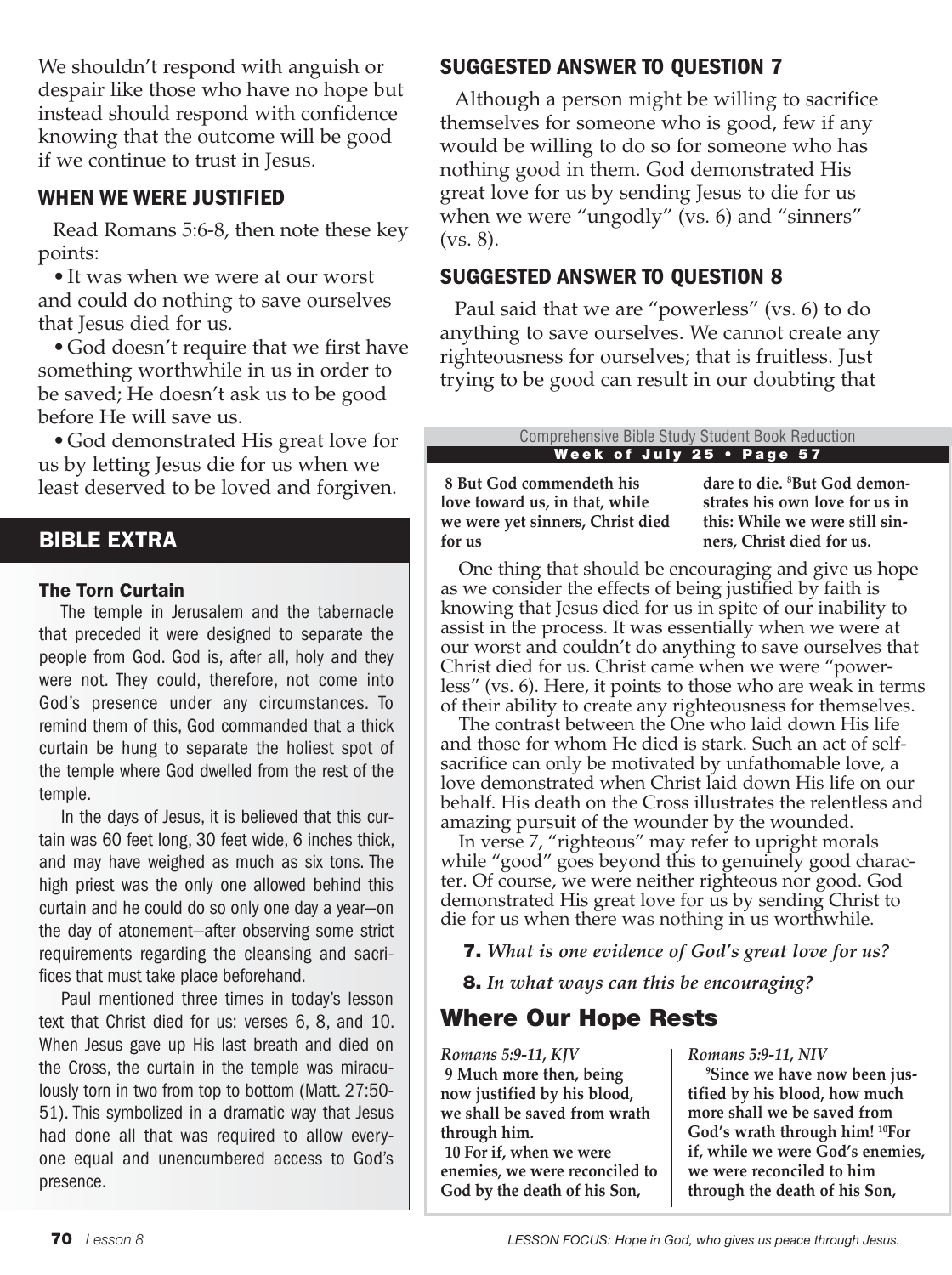We shouldn't respond with anguish or despair like those who have no hope but instead should respond with confidence knowing that the outcome will be good if we continue to trust in Jesus.

## WHEN WE WERE JUSTIFIED

Read Romans 5:6-8, then note these key points:

- It was when we were at our worst and could do nothing to save ourselves that Jesus died for us.
- God doesn't require that we first have something worthwhile in us in order to be saved; He doesn't ask us to be good before He will save us.
- God demonstrated His great love for us by letting Jesus die for us when we least deserved to be loved and forgiven.

## BIBLE EXTRA

### The Torn Curtain

The temple in Jerusalem and the tabernacle that preceded it were designed to separate the people from God. God is, after all, holy and they were not. They could, therefore, not come into God's presence under any circumstances. To remind them of this, God commanded that a thick curtain be hung to separate the holiest spot of the temple where God dwelled from the rest of the temple.

In the days of Jesus, it is believed that this curtain was 60 feet long, 30 feet wide, 6 inches thick, and may have weighed as much as six tons. The high priest was the only one allowed behind this curtain and he could do so only one day a year—on the day of atonement—after observing some strict requirements regarding the cleansing and sacrifices that must take place beforehand.

Paul mentioned three times in today's lesson text that Christ died for us: verses 6, 8, and 10. When Jesus gave up His last breath and died on the Cross, the curtain in the temple was miraculously torn in two from top to bottom (Matt. 27:50-51). This symbolized in a dramatic way that Jesus had done all that was required to allow everyone equal and unencumbered access to God's presence.

## SUGGESTED ANSWER TO QUESTION 7

Although a person might be willing to sacrifice themselves for someone who is good, few if any would be willing to do so for someone who has nothing good in them. God demonstrated His great love for us by sending Jesus to die for us when we were "ungodly" (vs. 6) and "sinners" (vs. 8).

## SUGGESTED ANSWER TO QUESTION 8

Paul said that we are "powerless" (vs. 6) to do anything to save ourselves. We cannot create any righteousness for ourselves; that is fruitless. Just trying to be good can result in our doubting that

Comprehensive Bible Study Student Book Reduction
**Week of July 25 • Page 57**

**8 But God commendeth his love toward us, in that, while we were yet sinners, Christ died for us**

**dare to die. [8]But God demonstrates his own love for us in this: While we were still sinners, Christ died for us.**

One thing that should be encouraging and give us hope as we consider the effects of being justified by faith is knowing that Jesus died for us in spite of our inability to assist in the process. It was essentially when we were at our worst and couldn't do anything to save ourselves that Christ died for us. Christ came when we were "powerless" (vs. 6). Here, it points to those who are weak in terms of their ability to create any righteousness for themselves.

The contrast between the One who laid down His life and those for whom He died is stark. Such an act of self-sacrifice can only be motivated by unfathomable love, a love demonstrated when Christ laid down His life on our behalf. His death on the Cross illustrates the relentless and amazing pursuit of the wounder by the wounded.

In verse 7, "righteous" may refer to upright morals while "good" goes beyond this to genuinely good character. Of course, we were neither righteous nor good. God demonstrated His great love for us by sending Christ to die for us when there was nothing in us worthwhile.

**7.** ***What is one evidence of God's great love for us?***

**8.** ***In what ways can this be encouraging?***

## Where Our Hope Rests

*Romans 5:9-11, KJV*

**9 Much more then, being now justified by his blood, we shall be saved from wrath through him.**

**10 For if, when we were enemies, we were reconciled to God by the death of his Son,**

*Romans 5:9-11, NIV*

**[9]Since we have now been justified by his blood, how much more shall we be saved from God's wrath through him! [10]For if, while we were God's enemies, we were reconciled to him through the death of his Son,**

LESSON FOCUS: Hope in God, who gives us peace through Jesus.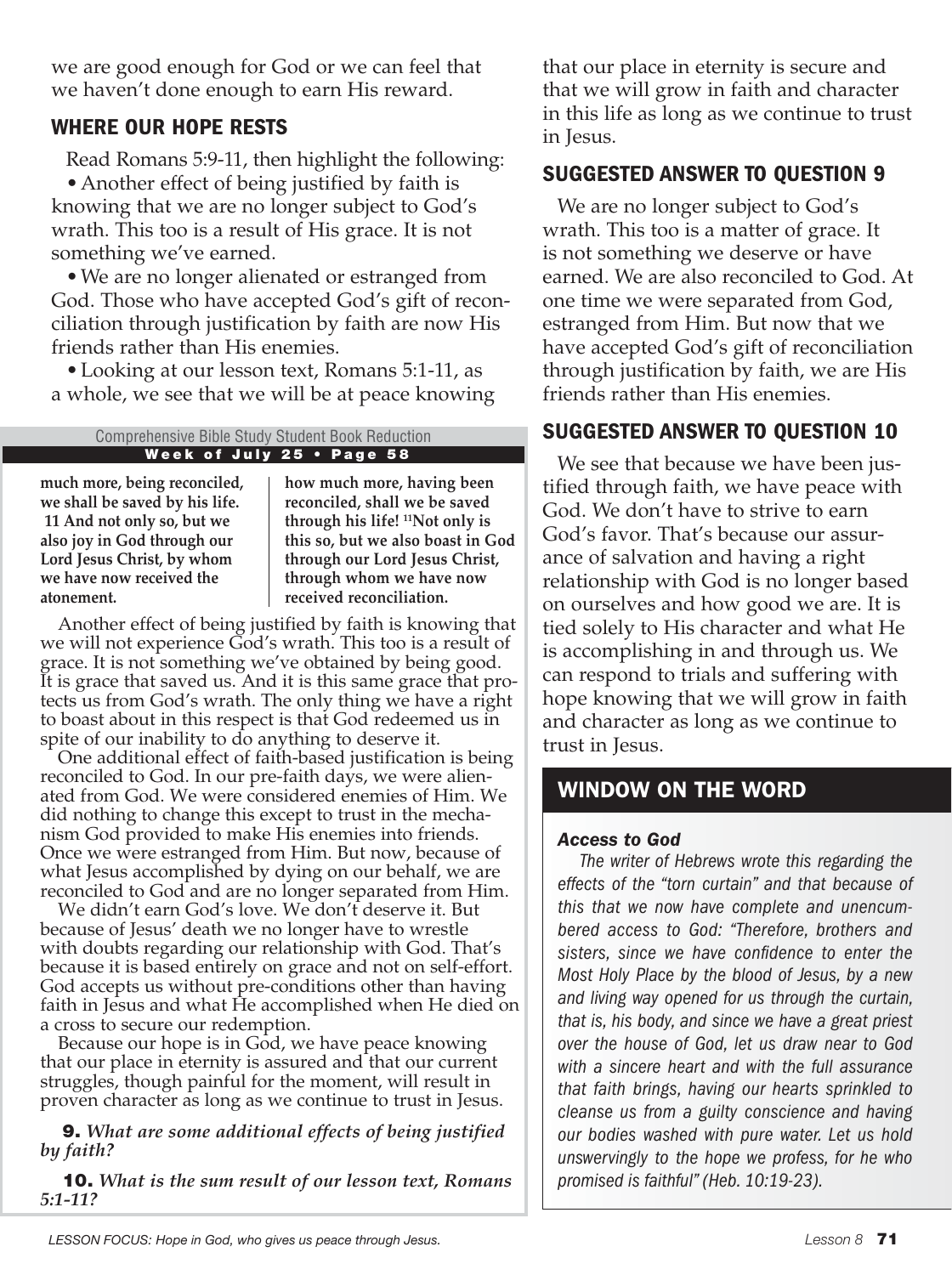we are good enough for God or we can feel that we haven't done enough to earn His reward.

## WHERE OUR HOPE RESTS

Read Romans 5:9-11, then highlight the following:

• Another effect of being justified by faith is knowing that we are no longer subject to God's wrath. This too is a result of His grace. It is not something we've earned.

• We are no longer alienated or estranged from God. Those who have accepted God's gift of reconciliation through justification by faith are now His friends rather than His enemies.

• Looking at our lesson text, Romans 5:1-11, as a whole, we see that we will be at peace knowing that our place in eternity is secure and that we will grow in faith and character in this life as long as we continue to trust in Jesus.

Comprehensive Bible Study Student Book Reduction
**Week of July 25 • Page 58**

| | |
|---|---|
| **much more, being reconciled, we shall be saved by his life. 11 And not only so, but we also joy in God through our Lord Jesus Christ, by whom we have now received the atonement.** | **how much more, having been reconciled, shall we be saved through his life! 11Not only is this so, but we also boast in God through our Lord Jesus Christ, through whom we have now received reconciliation.** |

Another effect of being justified by faith is knowing that we will not experience God's wrath. This too is a result of grace. It is not something we've obtained by being good. It is grace that saved us. And it is this same grace that protects us from God's wrath. The only thing we have a right to boast about in this respect is that God redeemed us in spite of our inability to do anything to deserve it.

One additional effect of faith-based justification is being reconciled to God. In our pre-faith days, we were alienated from God. We were considered enemies of Him. We did nothing to change this except to trust in the mechanism God provided to make His enemies into friends. Once we were estranged from Him. But now, because of what Jesus accomplished by dying on our behalf, we are reconciled to God and are no longer separated from Him.

We didn't earn God's love. We don't deserve it. But because of Jesus' death we no longer have to wrestle with doubts regarding our relationship with God. That's because it is based entirely on grace and not on self-effort. God accepts us without pre-conditions other than having faith in Jesus and what He accomplished when He died on a cross to secure our redemption.

Because our hope is in God, we have peace knowing that our place in eternity is assured and that our current struggles, though painful for the moment, will result in proven character as long as we continue to trust in Jesus.

**9.** ***What are some additional effects of being justified by faith?***

**10.** ***What is the sum result of our lesson text, Romans 5:1-11?***

## SUGGESTED ANSWER TO QUESTION 9

We are no longer subject to God's wrath. This too is a matter of grace. It is not something we deserve or have earned. We are also reconciled to God. At one time we were separated from God, estranged from Him. But now that we have accepted God's gift of reconciliation through justification by faith, we are His friends rather than His enemies.

## SUGGESTED ANSWER TO QUESTION 10

We see that because we have been justified through faith, we have peace with God. We don't have to strive to earn God's favor. That's because our assurance of salvation and having a right relationship with God is no longer based on ourselves and how good we are. It is tied solely to His character and what He is accomplishing in and through us. We can respond to trials and suffering with hope knowing that we will grow in faith and character as long as we continue to trust in Jesus.

## WINDOW ON THE WORD

### *Access to God*

*The writer of Hebrews wrote this regarding the effects of the "torn curtain" and that because of this that we now have complete and unencumbered access to God: "Therefore, brothers and sisters, since we have confidence to enter the Most Holy Place by the blood of Jesus, by a new and living way opened for us through the curtain, that is, his body, and since we have a great priest over the house of God, let us draw near to God with a sincere heart and with the full assurance that faith brings, having our hearts sprinkled to cleanse us from a guilty conscience and having our bodies washed with pure water. Let us hold unswervingly to the hope we profess, for he who promised is faithful" (Heb. 10:19-23).*

*LESSON FOCUS: Hope in God, who gives us peace through Jesus.*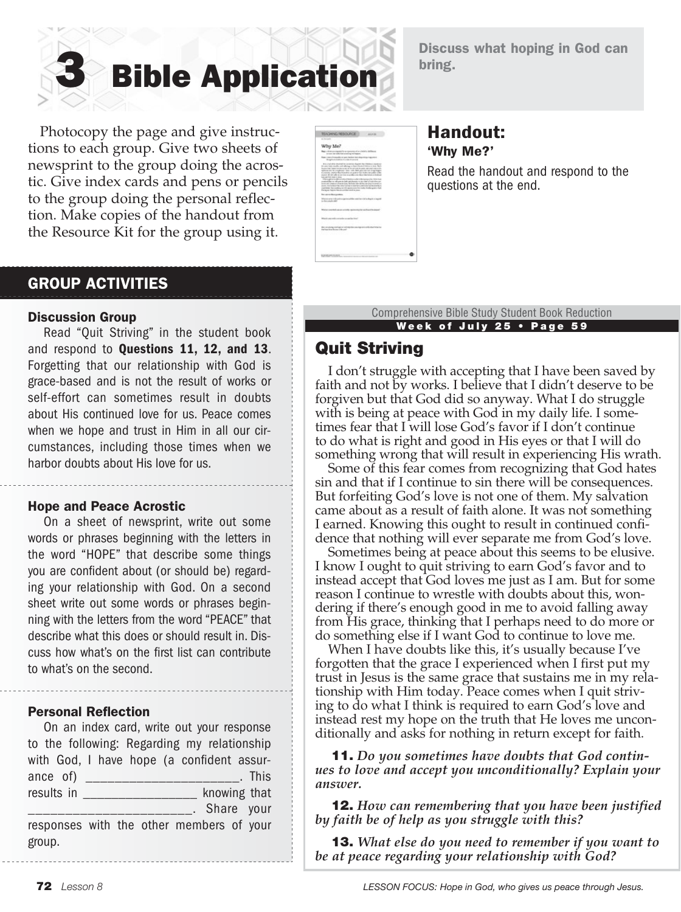# 3 Bible Application

**Discuss what hoping in God can bring.**

Photocopy the page and give instructions to each group. Give two sheets of newsprint to the group doing the acrostic. Give index cards and pens or pencils to the group doing the personal reflection. Make copies of the handout from the Resource Kit for the group using it.

## Handout:

**'Why Me?'**

Read the handout and respond to the questions at the end.

## GROUP ACTIVITIES

### Discussion Group

Read "Quit Striving" in the student book and respond to **Questions 11, 12, and 13**. Forgetting that our relationship with God is grace-based and is not the result of works or self-effort can sometimes result in doubts about His continued love for us. Peace comes when we hope and trust in Him in all our circumstances, including those times when we harbor doubts about His love for us.

### Hope and Peace Acrostic

On a sheet of newsprint, write out some words or phrases beginning with the letters in the word "HOPE" that describe some things you are confident about (or should be) regarding your relationship with God. On a second sheet write out some words or phrases beginning with the letters from the word "PEACE" that describe what this does or should result in. Discuss how what's on the first list can contribute to what's on the second.

### Personal Reflection

On an index card, write out your response to the following: Regarding my relationship with God, I have hope (a confident assurance of) ______________________. This results in _________________ knowing that _______________________. Share your responses with the other members of your group.

Comprehensive Bible Study Student Book Reduction

**Week of July 25 • Page 59**

## Quit Striving

I don't struggle with accepting that I have been saved by faith and not by works. I believe that I didn't deserve to be forgiven but that God did so anyway. What I do struggle with is being at peace with God in my daily life. I sometimes fear that I will lose God's favor if I don't continue to do what is right and good in His eyes or that I will do something wrong that will result in experiencing His wrath.

Some of this fear comes from recognizing that God hates sin and that if I continue to sin there will be consequences. But forfeiting God's love is not one of them. My salvation came about as a result of faith alone. It was not something I earned. Knowing this ought to result in continued confidence that nothing will ever separate me from God's love.

Sometimes being at peace about this seems to be elusive. I know I ought to quit striving to earn God's favor and to instead accept that God loves me just as I am. But for some reason I continue to wrestle with doubts about this, wondering if there's enough good in me to avoid falling away from His grace, thinking that I perhaps need to do more or do something else if I want God to continue to love me.

When I have doubts like this, it's usually because I've forgotten that the grace I experienced when I first put my trust in Jesus is the same grace that sustains me in my relationship with Him today. Peace comes when I quit striving to do what I think is required to earn God's love and instead rest my hope on the truth that He loves me unconditionally and asks for nothing in return except for faith.

**11.** *Do you sometimes have doubts that God continues to love and accept you unconditionally? Explain your answer.*

**12.** *How can remembering that you have been justified by faith be of help as you struggle with this?*

**13.** *What else do you need to remember if you want to be at peace regarding your relationship with God?*

*LESSON FOCUS: Hope in God, who gives us peace through Jesus.*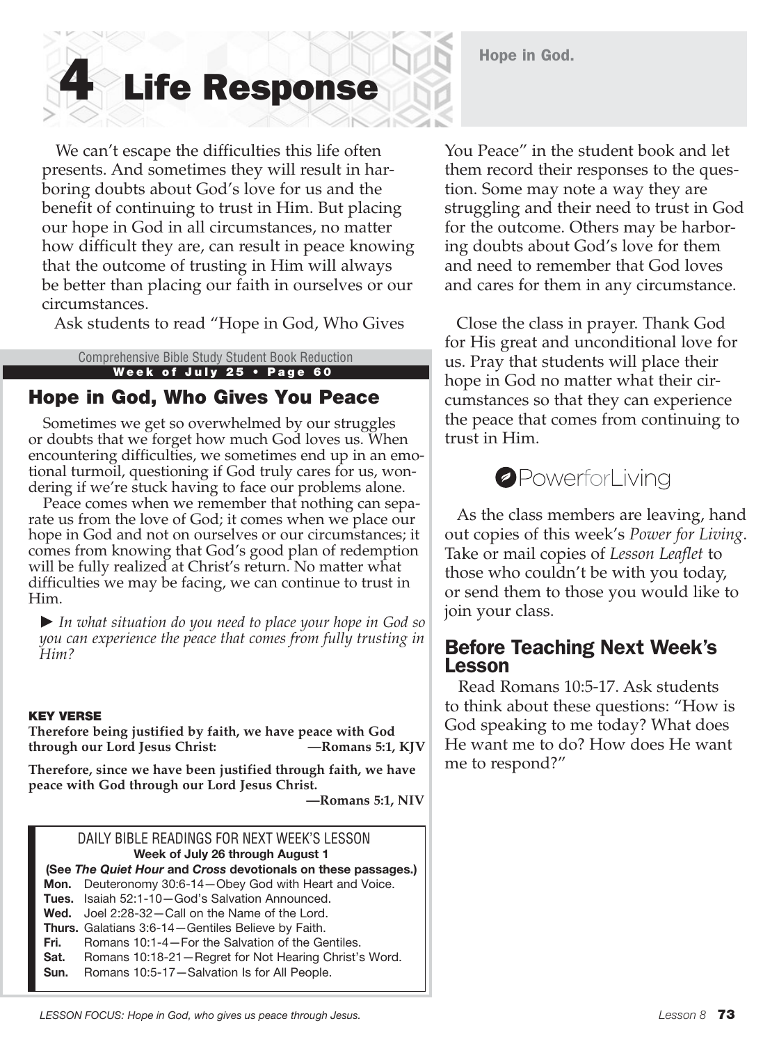# 4 Life Response

**Hope in God.**

We can't escape the difficulties this life often presents. And sometimes they will result in harboring doubts about God's love for us and the benefit of continuing to trust in Him. But placing our hope in God in all circumstances, no matter how difficult they are, can result in peace knowing that the outcome of trusting in Him will always be better than placing our faith in ourselves or our circumstances.

Ask students to read "Hope in God, Who Gives You Peace" in the student book and let them record their responses to the question. Some may note a way they are struggling and their need to trust in God for the outcome. Others may be harboring doubts about God's love for them and need to remember that God loves and cares for them in any circumstance.

Comprehensive Bible Study Student Book Reduction
**Week of July 25 • Page 60**

## Hope in God, Who Gives You Peace

Sometimes we get so overwhelmed by our struggles or doubts that we forget how much God loves us. When encountering difficulties, we sometimes end up in an emotional turmoil, questioning if God truly cares for us, wondering if we're stuck having to face our problems alone.

Peace comes when we remember that nothing can separate us from the love of God; it comes when we place our hope in God and not on ourselves or our circumstances; it comes from knowing that God's good plan of redemption will be fully realized at Christ's return. No matter what difficulties we may be facing, we can continue to trust in Him.

► *In what situation do you need to place your hope in God so you can experience the peace that comes from fully trusting in Him?*

**KEY VERSE**

**Therefore being justified by faith, we have peace with God through our Lord Jesus Christ: —Romans 5:1, KJV**

**Therefore, since we have been justified through faith, we have peace with God through our Lord Jesus Christ.**
**—Romans 5:1, NIV**

DAILY BIBLE READINGS FOR NEXT WEEK'S LESSON
**Week of July 26 through August 1**
**(See *The Quiet Hour* and *Cross* devotionals on these passages.)**

**Mon.** Deuteronomy 30:6-14—Obey God with Heart and Voice.
**Tues.** Isaiah 52:1-10—God's Salvation Announced.
**Wed.** Joel 2:28-32—Call on the Name of the Lord.
**Thurs.** Galatians 3:6-14—Gentiles Believe by Faith.
**Fri.** Romans 10:1-4—For the Salvation of the Gentiles.
**Sat.** Romans 10:18-21—Regret for Not Hearing Christ's Word.
**Sun.** Romans 10:5-17—Salvation Is for All People.

Close the class in prayer. Thank God for His great and unconditional love for us. Pray that students will place their hope in God no matter what their circumstances so that they can experience the peace that comes from continuing to trust in Him.

PowerforLiving

As the class members are leaving, hand out copies of this week's *Power for Living*. Take or mail copies of *Lesson Leaflet* to those who couldn't be with you today, or send them to those you would like to join your class.

## Before Teaching Next Week's Lesson

Read Romans 10:5-17. Ask students to think about these questions: "How is God speaking to me today? What does He want me to do? How does He want me to respond?"

*LESSON FOCUS: Hope in God, who gives us peace through Jesus.*